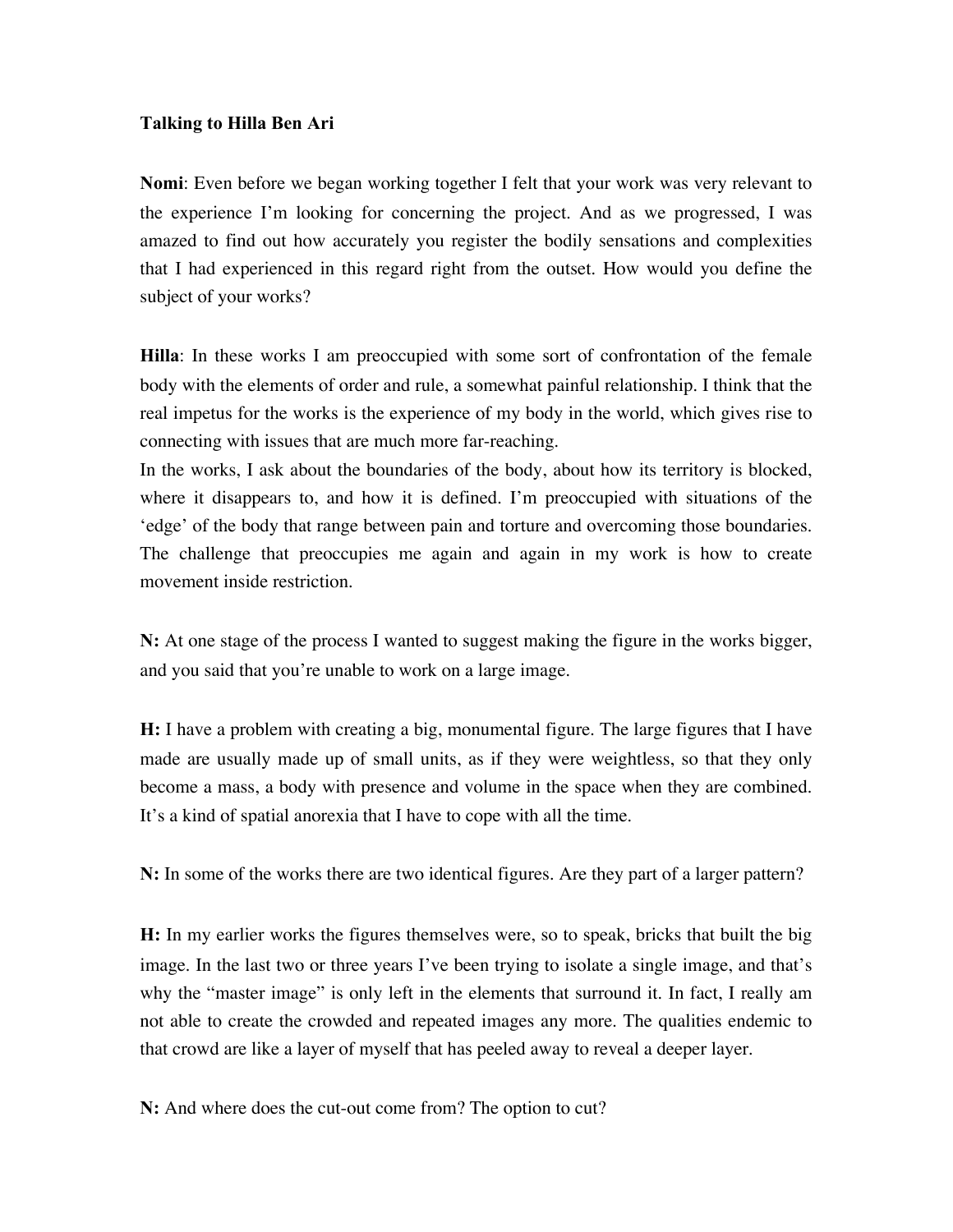**Talking to Hilla Ben Ari**

**Nomi**: Even before we began working together I felt that your work was very relevant to the experience I'm looking for concerning the project. And as we progressed, I was amazed to find out how accurately you register the bodily sensations and complexities that I had experienced in this regard right from the outset. How would you define the subject of your works?

**Hilla**: In these works I am preoccupied with some sort of confrontation of the female body with the elements of order and rule, a somewhat painful relationship. I think that the real impetus for the works is the experience of my body in the world, which gives rise to connecting with issues that are much more far-reaching.
In the works, I ask about the boundaries of the body, about how its territory is blocked, where it disappears to, and how it is defined. I'm preoccupied with situations of the 'edge' of the body that range between pain and torture and overcoming those boundaries. The challenge that preoccupies me again and again in my work is how to create movement inside restriction.

**N:** At one stage of the process I wanted to suggest making the figure in the works bigger, and you said that you're unable to work on a large image.

**H:** I have a problem with creating a big, monumental figure. The large figures that I have made are usually made up of small units, as if they were weightless, so that they only become a mass, a body with presence and volume in the space when they are combined. It's a kind of spatial anorexia that I have to cope with all the time.

**N:** In some of the works there are two identical figures. Are they part of a larger pattern?

**H:** In my earlier works the figures themselves were, so to speak, bricks that built the big image. In the last two or three years I've been trying to isolate a single image, and that's why the "master image" is only left in the elements that surround it. In fact, I really am not able to create the crowded and repeated images any more. The qualities endemic to that crowd are like a layer of myself that has peeled away to reveal a deeper layer.

**N:** And where does the cut-out come from? The option to cut?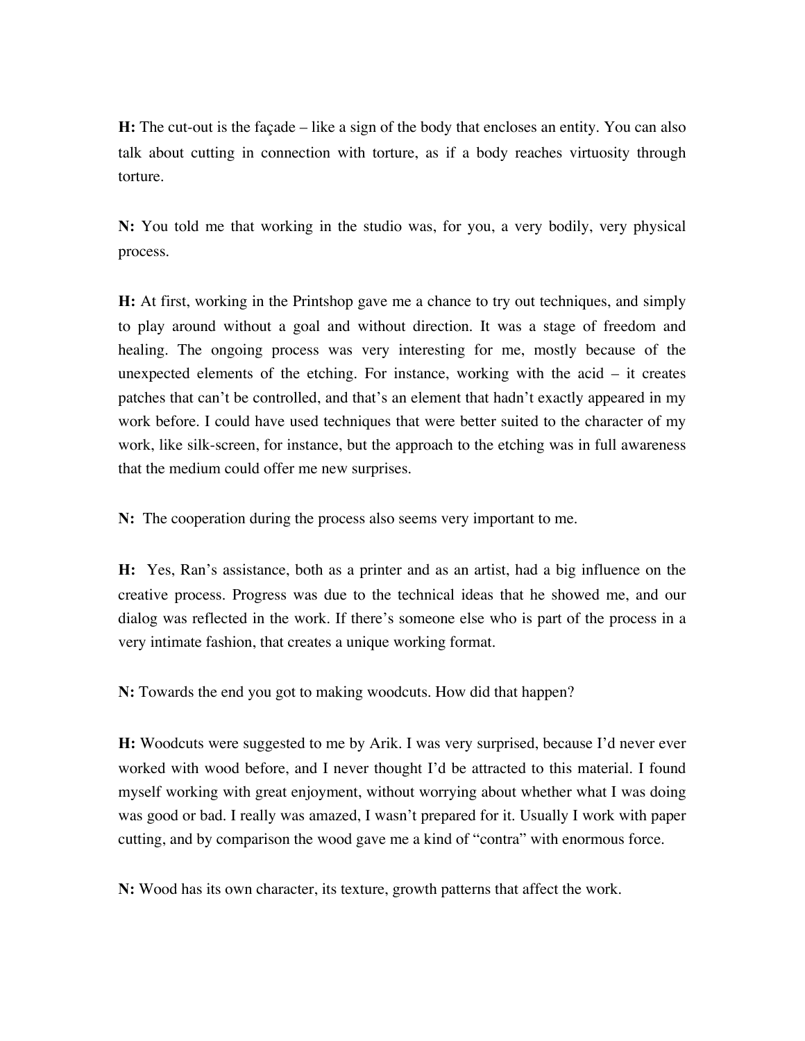**H:** The cut-out is the façade – like a sign of the body that encloses an entity. You can also talk about cutting in connection with torture, as if a body reaches virtuosity through torture.

**N:** You told me that working in the studio was, for you, a very bodily, very physical process.

**H:** At first, working in the Printshop gave me a chance to try out techniques, and simply to play around without a goal and without direction. It was a stage of freedom and healing. The ongoing process was very interesting for me, mostly because of the unexpected elements of the etching. For instance, working with the acid – it creates patches that can't be controlled, and that's an element that hadn't exactly appeared in my work before. I could have used techniques that were better suited to the character of my work, like silk-screen, for instance, but the approach to the etching was in full awareness that the medium could offer me new surprises.

**N:** The cooperation during the process also seems very important to me.

**H:** Yes, Ran's assistance, both as a printer and as an artist, had a big influence on the creative process. Progress was due to the technical ideas that he showed me, and our dialog was reflected in the work. If there's someone else who is part of the process in a very intimate fashion, that creates a unique working format.

**N:** Towards the end you got to making woodcuts. How did that happen?

**H:** Woodcuts were suggested to me by Arik. I was very surprised, because I'd never ever worked with wood before, and I never thought I'd be attracted to this material. I found myself working with great enjoyment, without worrying about whether what I was doing was good or bad. I really was amazed, I wasn't prepared for it. Usually I work with paper cutting, and by comparison the wood gave me a kind of "contra" with enormous force.

**N:** Wood has its own character, its texture, growth patterns that affect the work.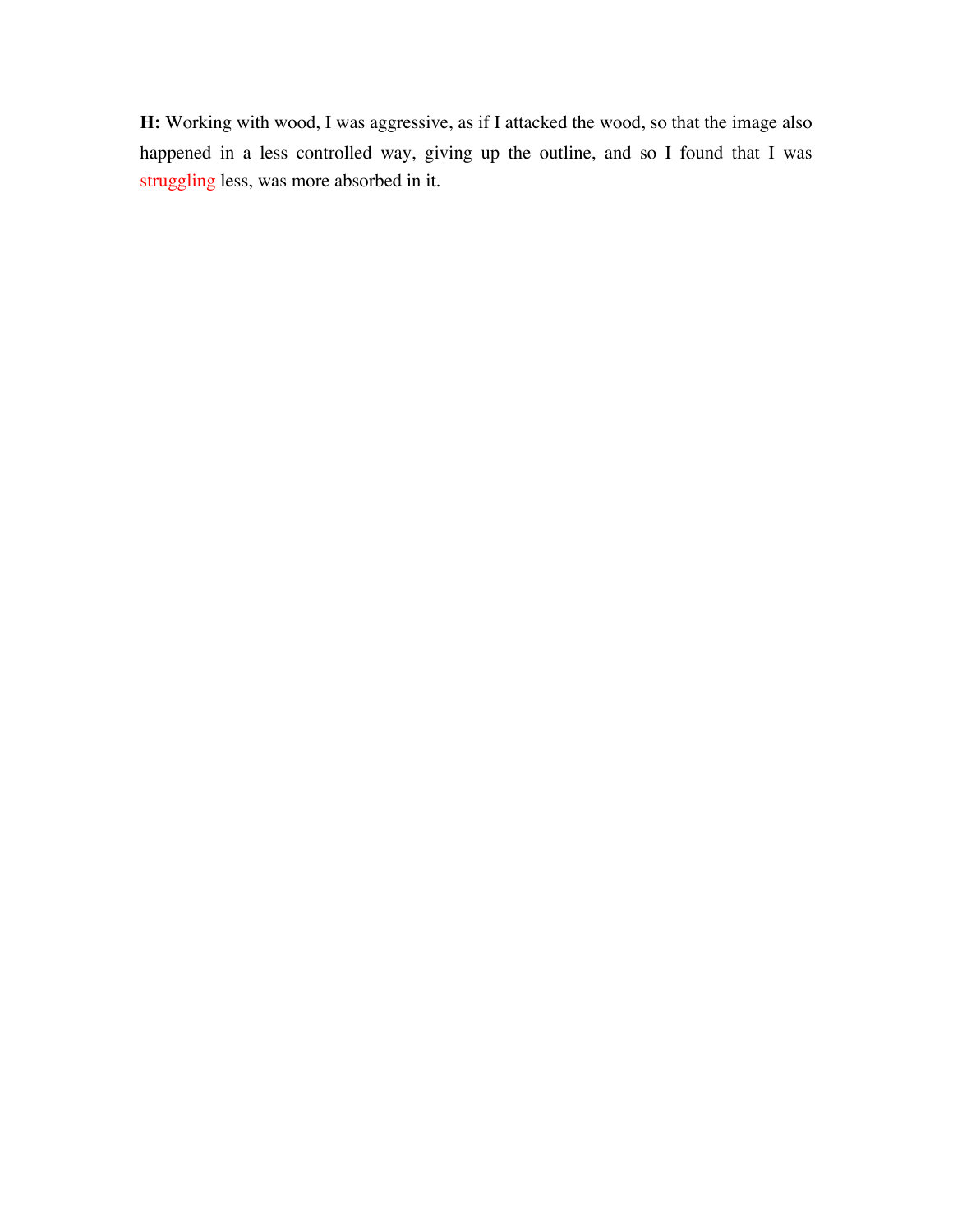**H:** Working with wood, I was aggressive, as if I attacked the wood, so that the image also happened in a less controlled way, giving up the outline, and so I found that I was struggling less, was more absorbed in it.